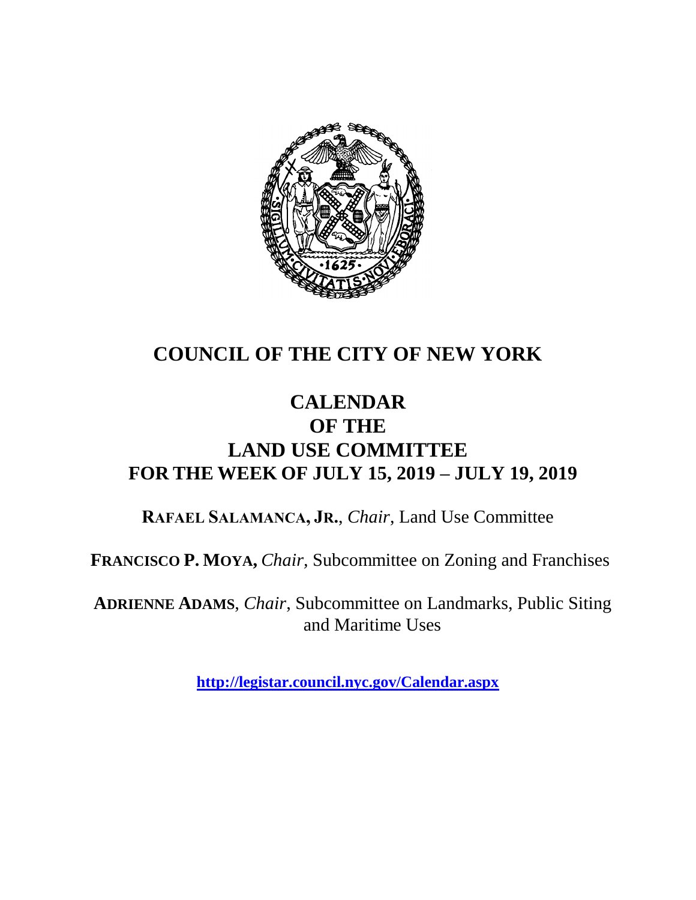# COUNCIL OF THE CITY OF NEW YORK

## CALENDAR
## OF THE
## LAND USE COMMITTEE
## FOR THE WEEK OF JULY 15, 2019 – JULY 19, 2019

**RAFAEL SALAMANCA, JR.**, *Chair*, Land Use Committee

**FRANCISCO P. MOYA,** *Chair,* Subcommittee on Zoning and Franchises

**ADRIENNE ADAMS**, *Chair*, Subcommittee on Landmarks, Public Siting and Maritime Uses

**http://legistar.council.nyc.gov/Calendar.aspx**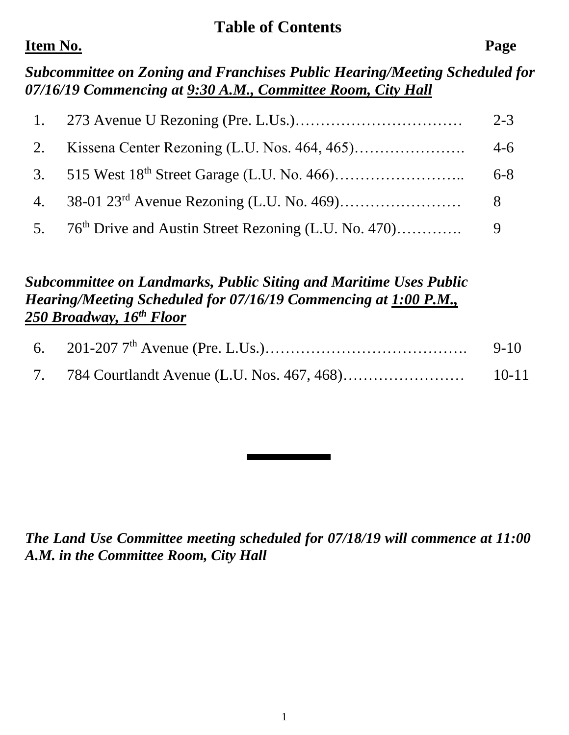# Table of Contents

| Item No. | | Page |
|---|---|---|

***Subcommittee on Zoning and Franchises Public Hearing/Meeting Scheduled for 07/16/19 Commencing at 9:30 A.M., Committee Room, City Hall***

| | | |
|---|---|---|
| 1. | 273 Avenue U Rezoning (Pre. L.Us.)…………………………… | 2-3 |
| 2. | Kissena Center Rezoning (L.U. Nos. 464, 465)…………………. | 4-6 |
| 3. | 515 West 18th Street Garage (L.U. No. 466)…………………….. | 6-8 |
| 4. | 38-01 23rd Avenue Rezoning (L.U. No. 469)…………………… | 8 |
| 5. | 76th Drive and Austin Street Rezoning (L.U. No. 470)…………. | 9 |

***Subcommittee on Landmarks, Public Siting and Maritime Uses Public Hearing/Meeting Scheduled for 07/16/19 Commencing at 1:00 P.M., 250 Broadway, 16th Floor***

| | | |
|---|---|---|
| 6. | 201-207 7th Avenue (Pre. L.Us.)…………………………………. | 9-10 |
| 7. | 784 Courtlandt Avenue (L.U. Nos. 467, 468)…………………… | 10-11 |

***The Land Use Committee meeting scheduled for 07/18/19 will commence at 11:00 A.M. in the Committee Room, City Hall***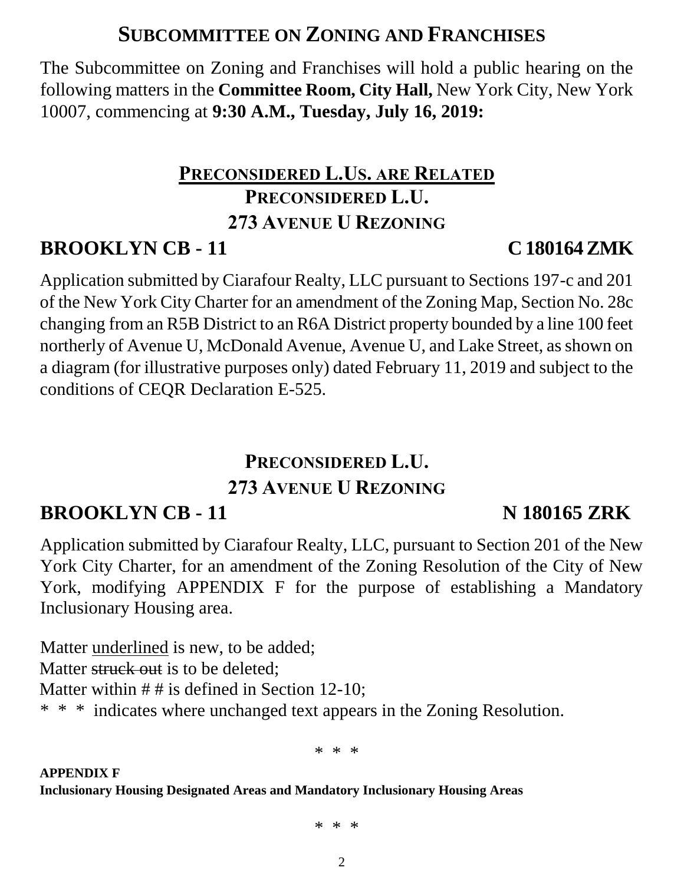## SUBCOMMITTEE ON ZONING AND FRANCHISES

The Subcommittee on Zoning and Franchises will hold a public hearing on the following matters in the **Committee Room, City Hall,** New York City, New York 10007, commencing at **9:30 A.M., Tuesday, July 16, 2019:**

### <u>PRECONSIDERED L.US. ARE RELATED</u>

### PRECONSIDERED L.U.

### 273 AVENUE U REZONING

**BROOKLYN CB - 11 C 180164 ZMK**

Application submitted by Ciarafour Realty, LLC pursuant to Sections 197-c and 201 of the New York City Charter for an amendment of the Zoning Map, Section No. 28c changing from an R5B District to an R6A District property bounded by a line 100 feet northerly of Avenue U, McDonald Avenue, Avenue U, and Lake Street, as shown on a diagram (for illustrative purposes only) dated February 11, 2019 and subject to the conditions of CEQR Declaration E-525.

### PRECONSIDERED L.U.

### 273 AVENUE U REZONING

**BROOKLYN CB - 11 N 180165 ZRK**

Application submitted by Ciarafour Realty, LLC, pursuant to Section 201 of the New York City Charter, for an amendment of the Zoning Resolution of the City of New York, modifying APPENDIX F for the purpose of establishing a Mandatory Inclusionary Housing area.

Matter <u>underlined</u> is new, to be added;
Matter ~~struck out~~ is to be deleted;
Matter within # # is defined in Section 12-10;
\* \* \* indicates where unchanged text appears in the Zoning Resolution.

\* \* \*

**APPENDIX F**
**Inclusionary Housing Designated Areas and Mandatory Inclusionary Housing Areas**

\* \* \*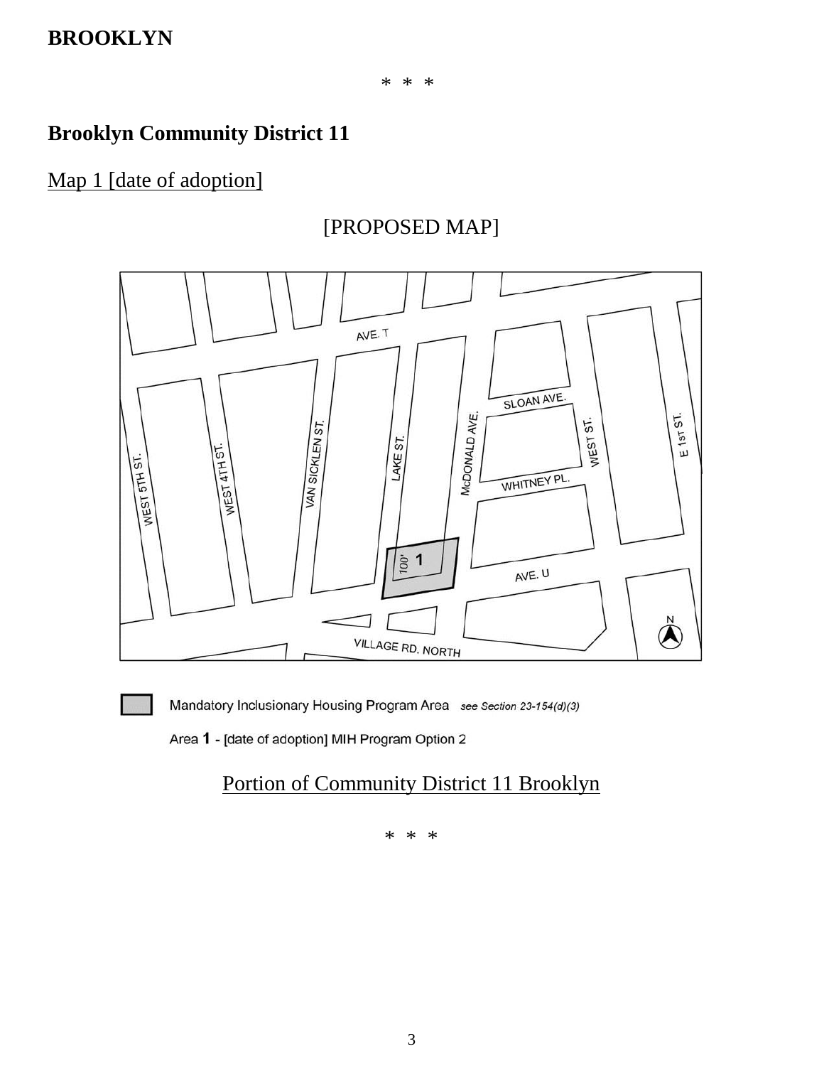**BROOKLYN**

\* \* \*

**Brooklyn Community District 11**

Map 1 [date of adoption]

[PROPOSED MAP]

Mandatory Inclusionary Housing Program Area *see Section 23-154(d)(3)*

Area **1** - [date of adoption] MIH Program Option 2

Portion of Community District 11 Brooklyn

\* \* \*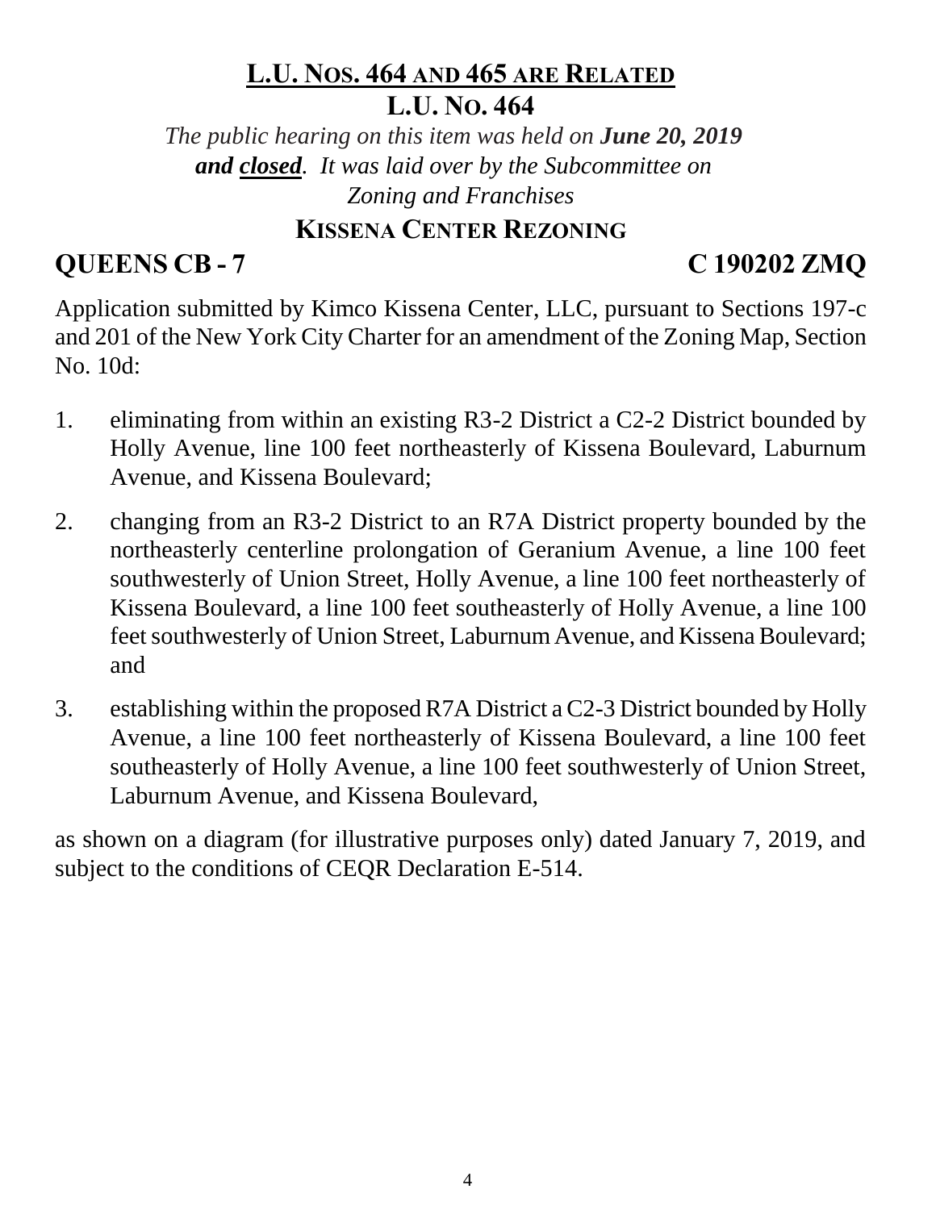## L.U. NOS. 464 AND 465 ARE RELATED

## L.U. NO. 464

*The public hearing on this item was held on **June 20, 2019 and closed**. It was laid over by the Subcommittee on Zoning and Franchises*

## KISSENA CENTER REZONING

**QUEENS CB - 7** **C 190202 ZMQ**

Application submitted by Kimco Kissena Center, LLC, pursuant to Sections 197-c and 201 of the New York City Charter for an amendment of the Zoning Map, Section No. 10d:

1. eliminating from within an existing R3-2 District a C2-2 District bounded by Holly Avenue, line 100 feet northeasterly of Kissena Boulevard, Laburnum Avenue, and Kissena Boulevard;

2. changing from an R3-2 District to an R7A District property bounded by the northeasterly centerline prolongation of Geranium Avenue, a line 100 feet southwesterly of Union Street, Holly Avenue, a line 100 feet northeasterly of Kissena Boulevard, a line 100 feet southeasterly of Holly Avenue, a line 100 feet southwesterly of Union Street, Laburnum Avenue, and Kissena Boulevard; and

3. establishing within the proposed R7A District a C2-3 District bounded by Holly Avenue, a line 100 feet northeasterly of Kissena Boulevard, a line 100 feet southeasterly of Holly Avenue, a line 100 feet southwesterly of Union Street, Laburnum Avenue, and Kissena Boulevard,

as shown on a diagram (for illustrative purposes only) dated January 7, 2019, and subject to the conditions of CEQR Declaration E-514.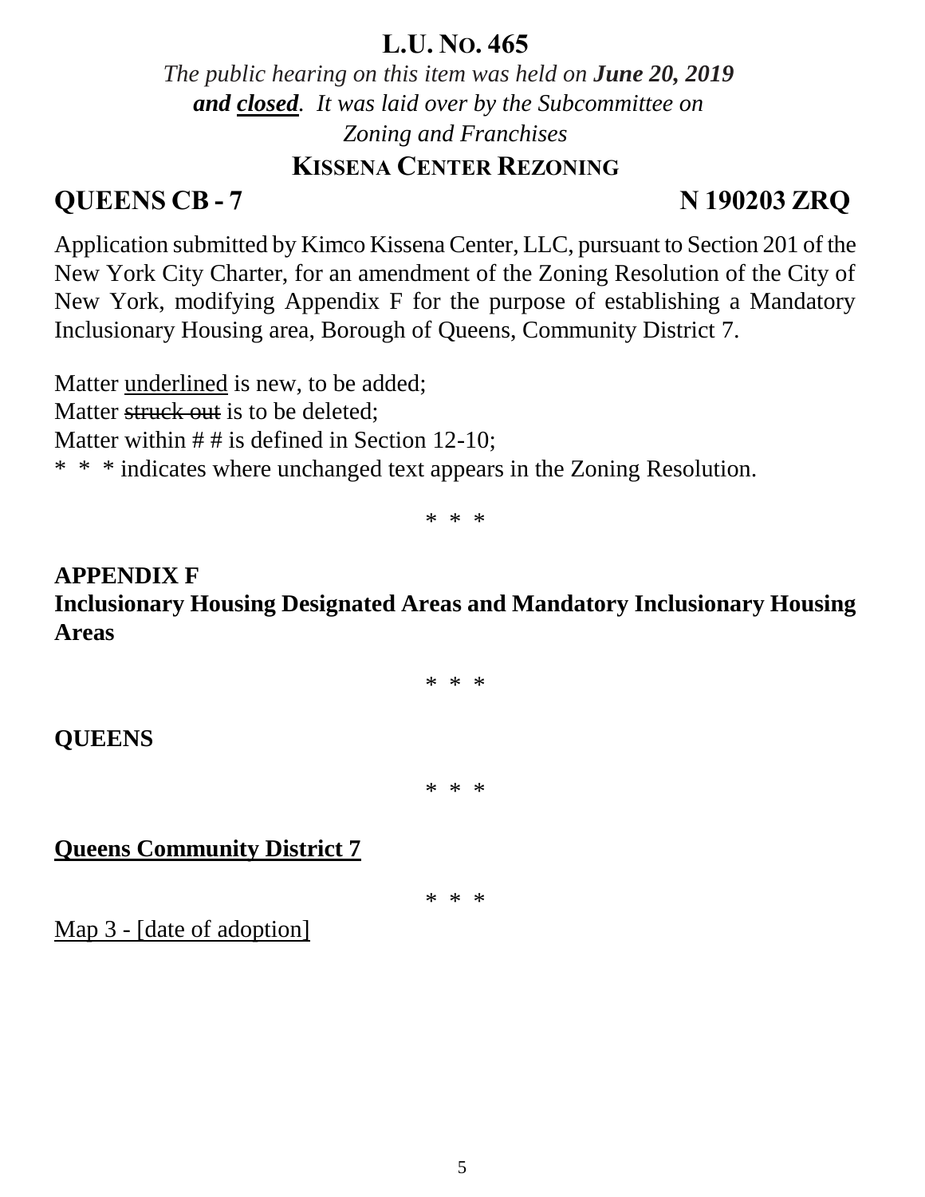# L.U. No. 465

*The public hearing on this item was held on **June 20, 2019** **and <u>closed</u>**. It was laid over by the Subcommittee on Zoning and Franchises*

## Kissena Center Rezoning

**QUEENS CB - 7** **N 190203 ZRQ**

Application submitted by Kimco Kissena Center, LLC, pursuant to Section 201 of the New York City Charter, for an amendment of the Zoning Resolution of the City of New York, modifying Appendix F for the purpose of establishing a Mandatory Inclusionary Housing area, Borough of Queens, Community District 7.

Matter <u>underlined</u> is new, to be added;
Matter ~~struck out~~ is to be deleted;
Matter within # # is defined in Section 12-10;
* * * indicates where unchanged text appears in the Zoning Resolution.

* * *

**APPENDIX F**
**Inclusionary Housing Designated Areas and Mandatory Inclusionary Housing Areas**

* * *

**QUEENS**

* * *

**<u>Queens Community District 7</u>**

* * *

<u>Map 3 - [date of adoption]</u>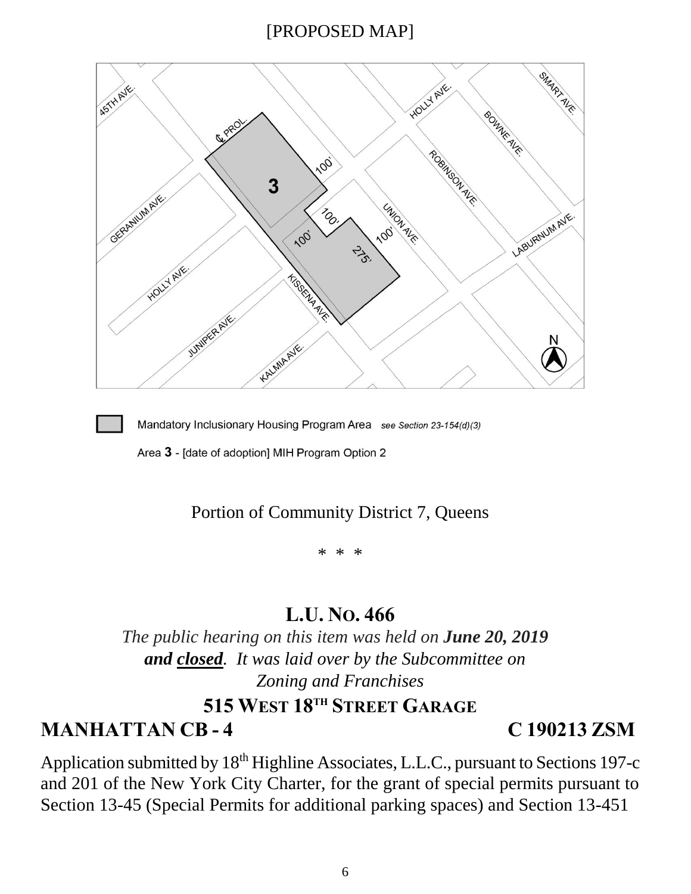[PROPOSED MAP]

Mandatory Inclusionary Housing Program Area *see Section 23-154(d)(3)*

Area **3** - [date of adoption] MIH Program Option 2

Portion of Community District 7, Queens

\* \* \*

## L.U. No. 466

*The public hearing on this item was held on* ***June 20, 2019*** ***and <u>closed</u>****. It was laid over by the Subcommittee on Zoning and Franchises*

### 515 West 18th Street Garage

**MANHATTAN CB - 4** **C 190213 ZSM**

Application submitted by 18th Highline Associates, L.L.C., pursuant to Sections 197-c and 201 of the New York City Charter, for the grant of special permits pursuant to Section 13-45 (Special Permits for additional parking spaces) and Section 13-451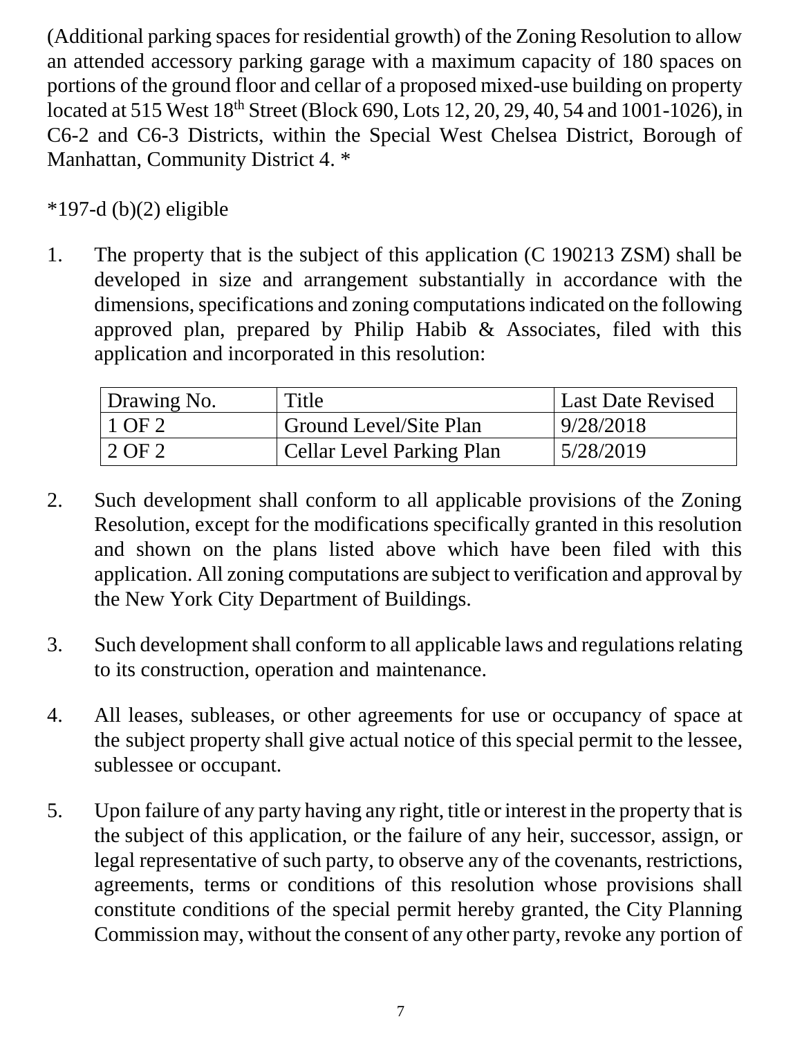(Additional parking spaces for residential growth) of the Zoning Resolution to allow an attended accessory parking garage with a maximum capacity of 180 spaces on portions of the ground floor and cellar of a proposed mixed-use building on property located at 515 West 18th Street (Block 690, Lots 12, 20, 29, 40, 54 and 1001-1026), in C6-2 and C6-3 Districts, within the Special West Chelsea District, Borough of Manhattan, Community District 4. *

*197-d (b)(2) eligible

1. The property that is the subject of this application (C 190213 ZSM) shall be developed in size and arrangement substantially in accordance with the dimensions, specifications and zoning computations indicated on the following approved plan, prepared by Philip Habib & Associates, filed with this application and incorporated in this resolution:

| Drawing No. | Title | Last Date Revised |
|---|---|---|
| 1 OF 2 | Ground Level/Site Plan | 9/28/2018 |
| 2 OF 2 | Cellar Level Parking Plan | 5/28/2019 |

2. Such development shall conform to all applicable provisions of the Zoning Resolution, except for the modifications specifically granted in this resolution and shown on the plans listed above which have been filed with this application. All zoning computations are subject to verification and approval by the New York City Department of Buildings.

3. Such development shall conform to all applicable laws and regulations relating to its construction, operation and maintenance.

4. All leases, subleases, or other agreements for use or occupancy of space at the subject property shall give actual notice of this special permit to the lessee, sublessee or occupant.

5. Upon failure of any party having any right, title or interest in the property that is the subject of this application, or the failure of any heir, successor, assign, or legal representative of such party, to observe any of the covenants, restrictions, agreements, terms or conditions of this resolution whose provisions shall constitute conditions of the special permit hereby granted, the City Planning Commission may, without the consent of any other party, revoke any portion of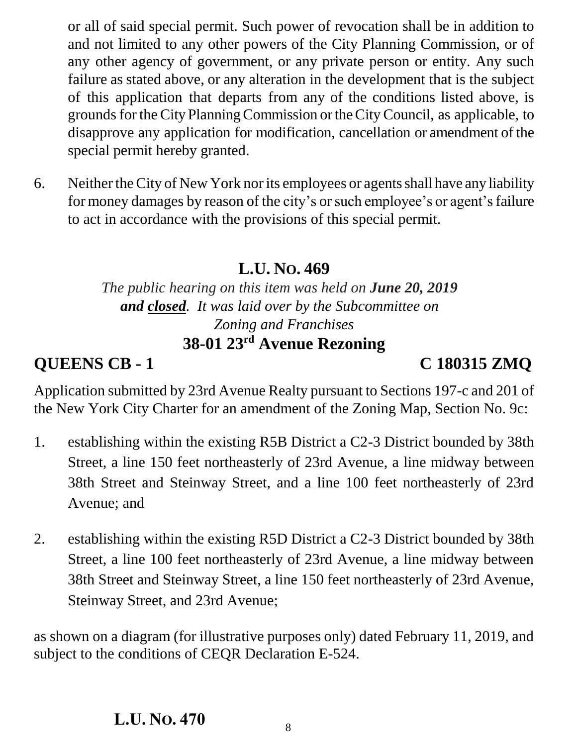or all of said special permit. Such power of revocation shall be in addition to and not limited to any other powers of the City Planning Commission, or of any other agency of government, or any private person or entity. Any such failure as stated above, or any alteration in the development that is the subject of this application that departs from any of the conditions listed above, is grounds for the City Planning Commission or the City Council, as applicable, to disapprove any application for modification, cancellation or amendment of the special permit hereby granted.

6. Neither the City of New York nor its employees or agents shall have any liability for money damages by reason of the city's or such employee's or agent's failure to act in accordance with the provisions of this special permit.

## L.U. NO. 469

*The public hearing on this item was held on **June 20, 2019** **and <u>closed</u>**. It was laid over by the Subcommittee on Zoning and Franchises*

## 38-01 23rd Avenue Rezoning

**QUEENS CB - 1** **C 180315 ZMQ**

Application submitted by 23rd Avenue Realty pursuant to Sections 197-c and 201 of the New York City Charter for an amendment of the Zoning Map, Section No. 9c:

1. establishing within the existing R5B District a C2-3 District bounded by 38th Street, a line 150 feet northeasterly of 23rd Avenue, a line midway between 38th Street and Steinway Street, and a line 100 feet northeasterly of 23rd Avenue; and

2. establishing within the existing R5D District a C2-3 District bounded by 38th Street, a line 100 feet northeasterly of 23rd Avenue, a line midway between 38th Street and Steinway Street, a line 150 feet northeasterly of 23rd Avenue, Steinway Street, and 23rd Avenue;

as shown on a diagram (for illustrative purposes only) dated February 11, 2019, and subject to the conditions of CEQR Declaration E-524.

## L.U. NO. 470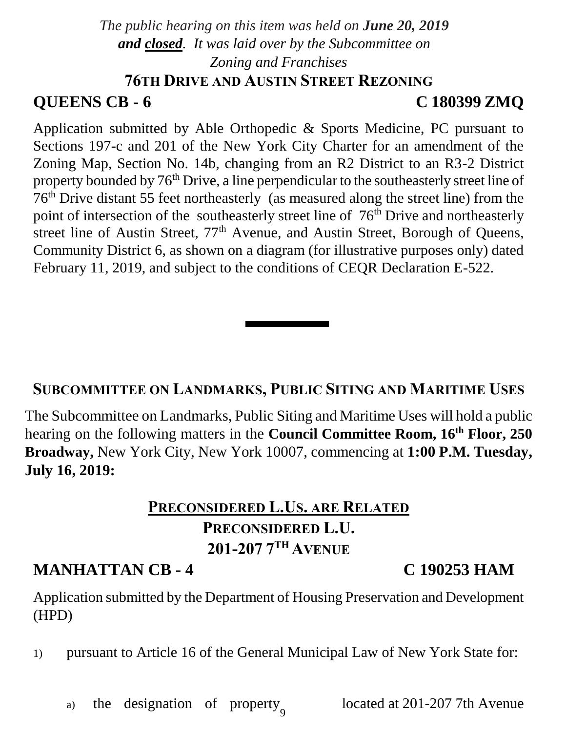*The public hearing on this item was held on **June 20, 2019** **and <u>closed</u>**. It was laid over by the Subcommittee on Zoning and Franchises*

### 76TH DRIVE AND AUSTIN STREET REZONING

**QUEENS CB - 6** **C 180399 ZMQ**

Application submitted by Able Orthopedic & Sports Medicine, PC pursuant to Sections 197-c and 201 of the New York City Charter for an amendment of the Zoning Map, Section No. 14b, changing from an R2 District to an R3-2 District property bounded by 76th Drive, a line perpendicular to the southeasterly street line of 76th Drive distant 55 feet northeasterly (as measured along the street line) from the point of intersection of the southeasterly street line of 76th Drive and northeasterly street line of Austin Street, 77th Avenue, and Austin Street, Borough of Queens, Community District 6, as shown on a diagram (for illustrative purposes only) dated February 11, 2019, and subject to the conditions of CEQR Declaration E-522.

---

## SUBCOMMITTEE ON LANDMARKS, PUBLIC SITING AND MARITIME USES

The Subcommittee on Landmarks, Public Siting and Maritime Uses will hold a public hearing on the following matters in the **Council Committee Room, 16th Floor, 250 Broadway,** New York City, New York 10007, commencing at **1:00 P.M. Tuesday, July 16, 2019:**

### <u>PRECONSIDERED L.US. ARE RELATED</u>

### PRECONSIDERED L.U.

### 201-207 7TH AVENUE

**MANHATTAN CB - 4** **C 190253 HAM**

Application submitted by the Department of Housing Preservation and Development (HPD)

1) pursuant to Article 16 of the General Municipal Law of New York State for:

   a) the designation of property located at 201-207 7th Avenue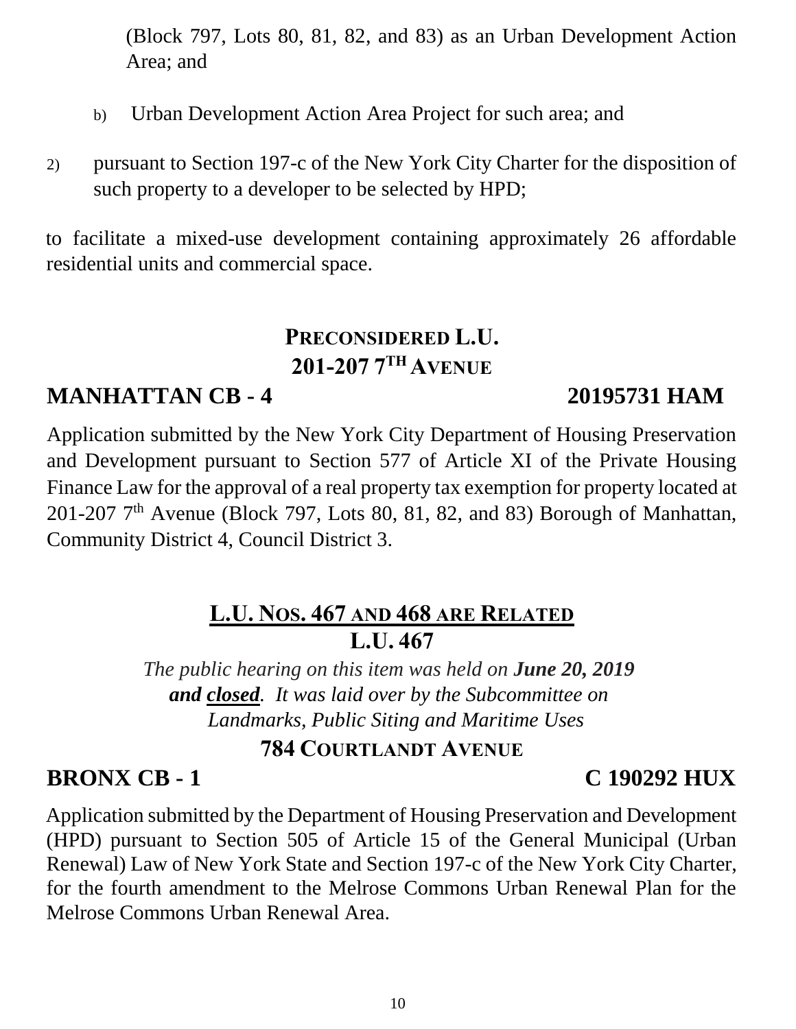(Block 797, Lots 80, 81, 82, and 83) as an Urban Development Action Area; and

b) Urban Development Action Area Project for such area; and

2) pursuant to Section 197-c of the New York City Charter for the disposition of such property to a developer to be selected by HPD;

to facilitate a mixed-use development containing approximately 26 affordable residential units and commercial space.

## PRECONSIDERED L.U.
## 201-207 7TH AVENUE

**MANHATTAN CB - 4** **20195731 HAM**

Application submitted by the New York City Department of Housing Preservation and Development pursuant to Section 577 of Article XI of the Private Housing Finance Law for the approval of a real property tax exemption for property located at 201-207 7th Avenue (Block 797, Lots 80, 81, 82, and 83) Borough of Manhattan, Community District 4, Council District 3.

## L.U. NOS. 467 AND 468 ARE RELATED
## L.U. 467

*The public hearing on this item was held on* ***June 20, 2019 and closed****. It was laid over by the Subcommittee on Landmarks, Public Siting and Maritime Uses*

## 784 COURTLANDT AVENUE

**BRONX CB - 1** **C 190292 HUX**

Application submitted by the Department of Housing Preservation and Development (HPD) pursuant to Section 505 of Article 15 of the General Municipal (Urban Renewal) Law of New York State and Section 197-c of the New York City Charter, for the fourth amendment to the Melrose Commons Urban Renewal Plan for the Melrose Commons Urban Renewal Area.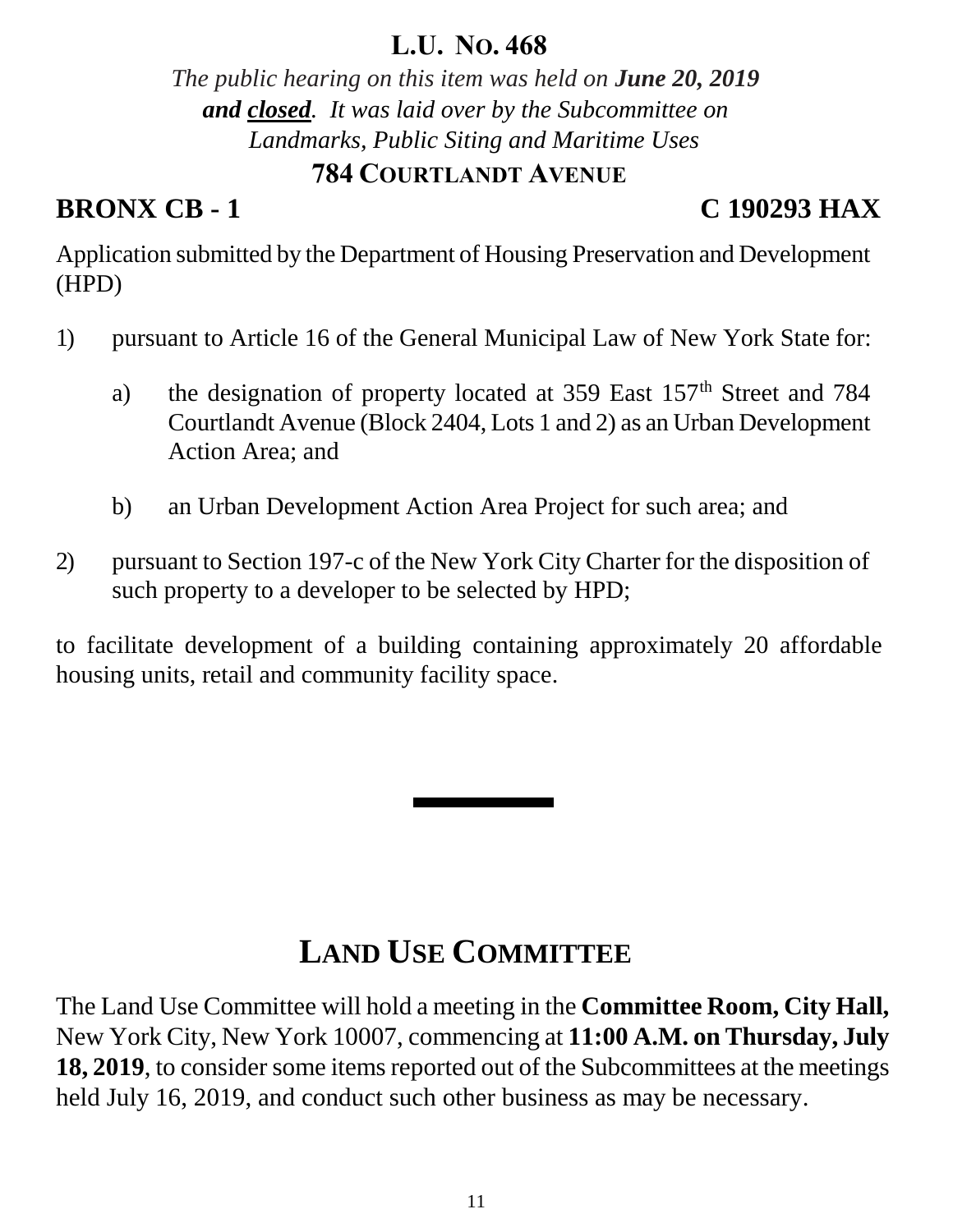## L.U. NO. 468

*The public hearing on this item was held on **June 20, 2019 and closed**. It was laid over by the Subcommittee on Landmarks, Public Siting and Maritime Uses*

### 784 COURTLANDT AVENUE

**BRONX CB - 1** **C 190293 HAX**

Application submitted by the Department of Housing Preservation and Development (HPD)

1) pursuant to Article 16 of the General Municipal Law of New York State for:

   a) the designation of property located at 359 East 157th Street and 784 Courtlandt Avenue (Block 2404, Lots 1 and 2) as an Urban Development Action Area; and

   b) an Urban Development Action Area Project for such area; and

2) pursuant to Section 197-c of the New York City Charter for the disposition of such property to a developer to be selected by HPD;

to facilitate development of a building containing approximately 20 affordable housing units, retail and community facility space.

---

# LAND USE COMMITTEE

The Land Use Committee will hold a meeting in the **Committee Room, City Hall,** New York City, New York 10007, commencing at **11:00 A.M. on Thursday, July 18, 2019**, to consider some items reported out of the Subcommittees at the meetings held July 16, 2019, and conduct such other business as may be necessary.